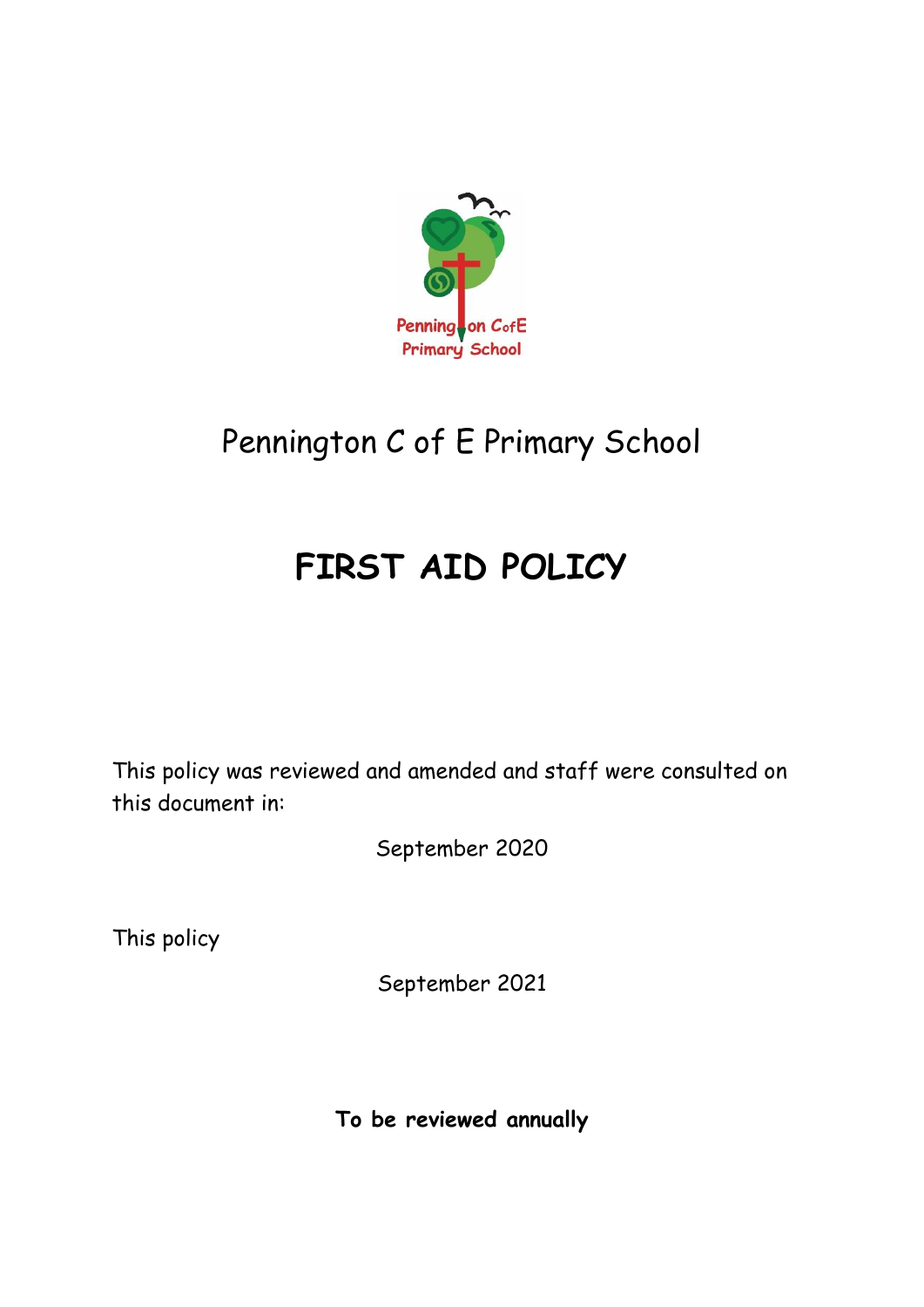Pennington C of E Primary School

# FIRST AID POLICY

This policy was reviewed and amended and staff were consulted on this document in:

September 2020

This policy

September 2021

**To be reviewed annually**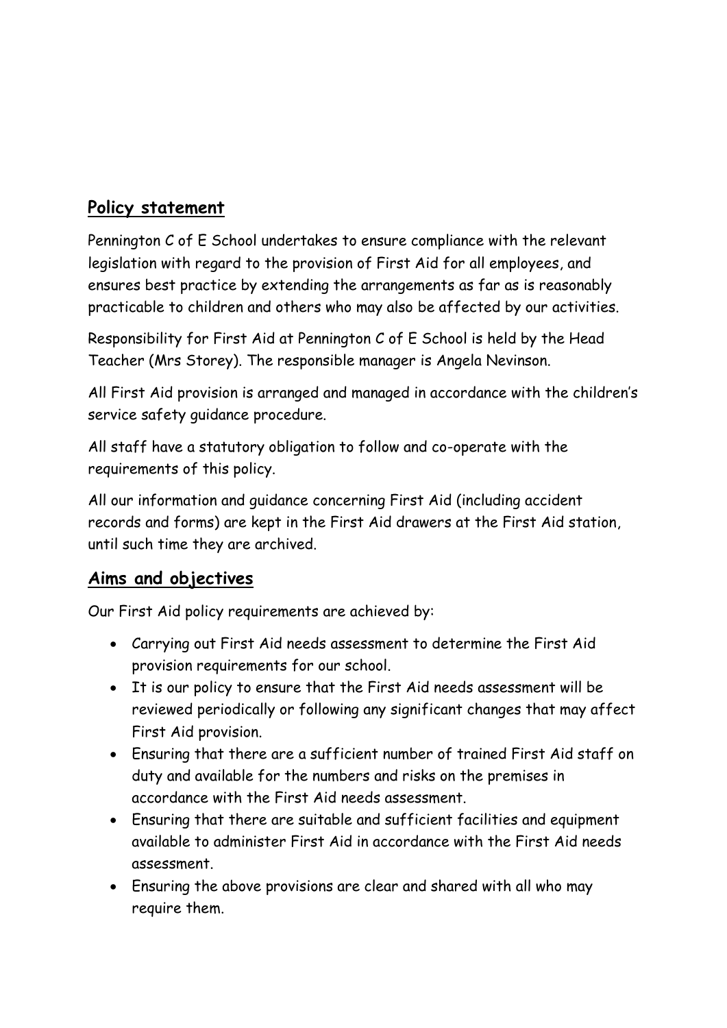## Policy statement

Pennington C of E School undertakes to ensure compliance with the relevant legislation with regard to the provision of First Aid for all employees, and ensures best practice by extending the arrangements as far as is reasonably practicable to children and others who may also be affected by our activities.

Responsibility for First Aid at Pennington C of E School is held by the Head Teacher (Mrs Storey). The responsible manager is Angela Nevinson.

All First Aid provision is arranged and managed in accordance with the children's service safety guidance procedure.

All staff have a statutory obligation to follow and co-operate with the requirements of this policy.

All our information and guidance concerning First Aid (including accident records and forms) are kept in the First Aid drawers at the First Aid station, until such time they are archived.

## Aims and objectives

Our First Aid policy requirements are achieved by:

- Carrying out First Aid needs assessment to determine the First Aid provision requirements for our school.
- It is our policy to ensure that the First Aid needs assessment will be reviewed periodically or following any significant changes that may affect First Aid provision.
- Ensuring that there are a sufficient number of trained First Aid staff on duty and available for the numbers and risks on the premises in accordance with the First Aid needs assessment.
- Ensuring that there are suitable and sufficient facilities and equipment available to administer First Aid in accordance with the First Aid needs assessment.
- Ensuring the above provisions are clear and shared with all who may require them.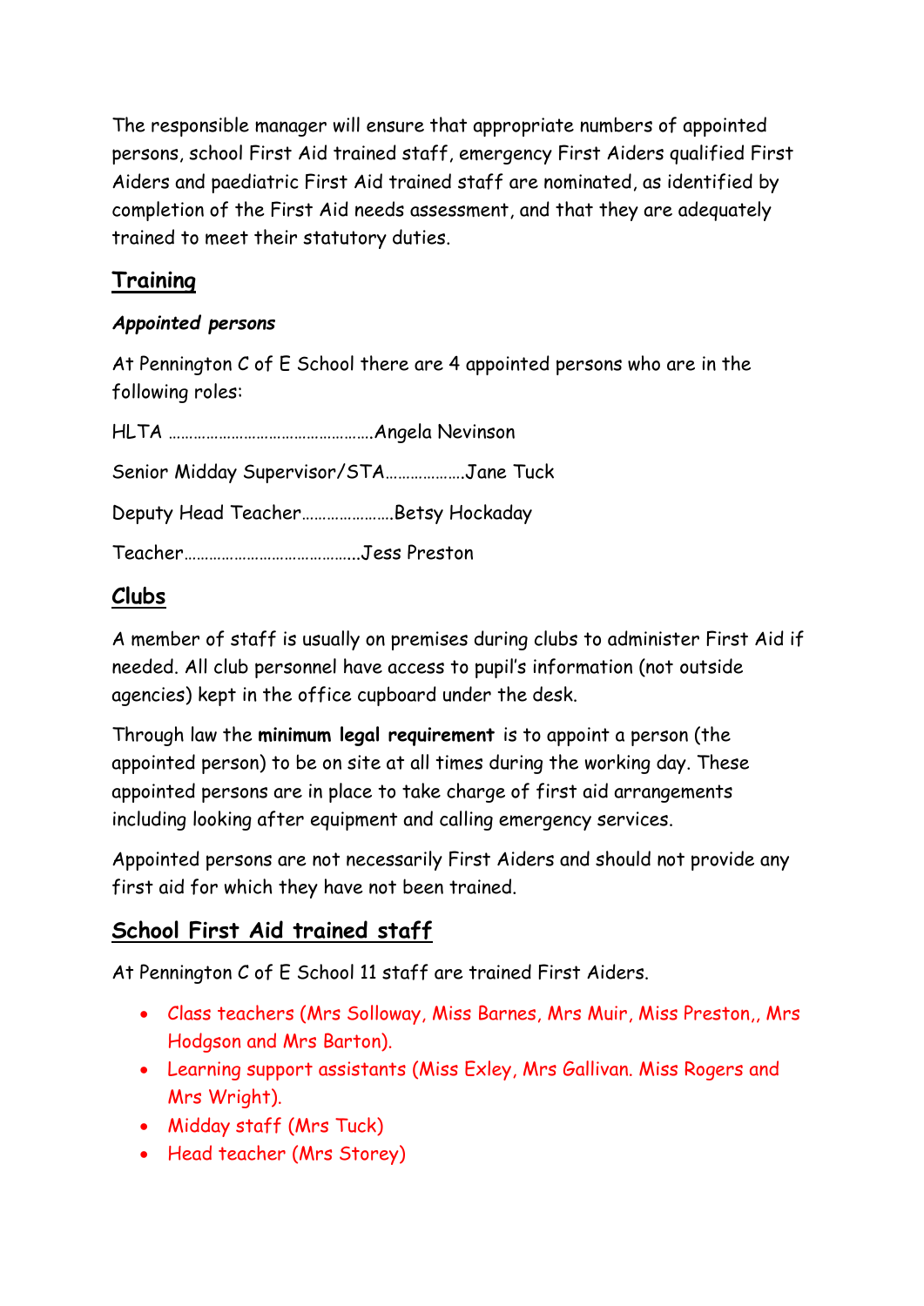The responsible manager will ensure that appropriate numbers of appointed persons, school First Aid trained staff, emergency First Aiders qualified First Aiders and paediatric First Aid trained staff are nominated, as identified by completion of the First Aid needs assessment, and that they are adequately trained to meet their statutory duties.

## Training

### *Appointed persons*

At Pennington C of E School there are 4 appointed persons who are in the following roles:

HLTA ………………………………………….Angela Nevinson

Senior Midday Supervisor/STA……………….Jane Tuck

Deputy Head Teacher………………….Betsy Hockaday

Teacher…………………………………..Jess Preston

## Clubs

A member of staff is usually on premises during clubs to administer First Aid if needed. All club personnel have access to pupil's information (not outside agencies) kept in the office cupboard under the desk.

Through law the **minimum legal requirement** is to appoint a person (the appointed person) to be on site at all times during the working day. These appointed persons are in place to take charge of first aid arrangements including looking after equipment and calling emergency services.

Appointed persons are not necessarily First Aiders and should not provide any first aid for which they have not been trained.

## School First Aid trained staff

At Pennington C of E School 11 staff are trained First Aiders.

- Class teachers (Mrs Solloway, Miss Barnes, Mrs Muir, Miss Preston,, Mrs Hodgson and Mrs Barton).
- Learning support assistants (Miss Exley, Mrs Gallivan. Miss Rogers and Mrs Wright).
- Midday staff (Mrs Tuck)
- Head teacher (Mrs Storey)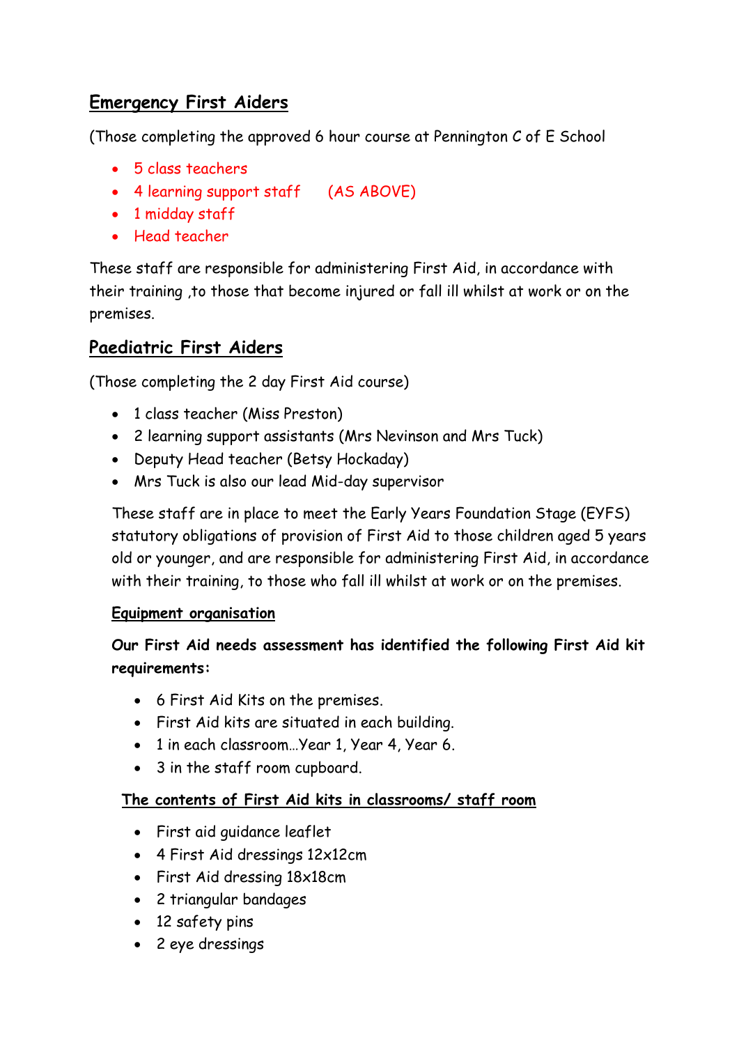## Emergency First Aiders

(Those completing the approved 6 hour course at Pennington C of E School

- 5 class teachers
- 4 learning support staff (AS ABOVE)
- 1 midday staff
- Head teacher

These staff are responsible for administering First Aid, in accordance with their training ,to those that become injured or fall ill whilst at work or on the premises.

## Paediatric First Aiders

(Those completing the 2 day First Aid course)

- 1 class teacher (Miss Preston)
- 2 learning support assistants (Mrs Nevinson and Mrs Tuck)
- Deputy Head teacher (Betsy Hockaday)
- Mrs Tuck is also our lead Mid-day supervisor

These staff are in place to meet the Early Years Foundation Stage (EYFS) statutory obligations of provision of First Aid to those children aged 5 years old or younger, and are responsible for administering First Aid, in accordance with their training, to those who fall ill whilst at work or on the premises.

### Equipment organisation

**Our First Aid needs assessment has identified the following First Aid kit requirements:**

- 6 First Aid Kits on the premises.
- First Aid kits are situated in each building.
- 1 in each classroom…Year 1, Year 4, Year 6.
- 3 in the staff room cupboard.

### The contents of First Aid kits in classrooms/ staff room

- First aid guidance leaflet
- 4 First Aid dressings 12x12cm
- First Aid dressing 18x18cm
- 2 triangular bandages
- 12 safety pins
- 2 eye dressings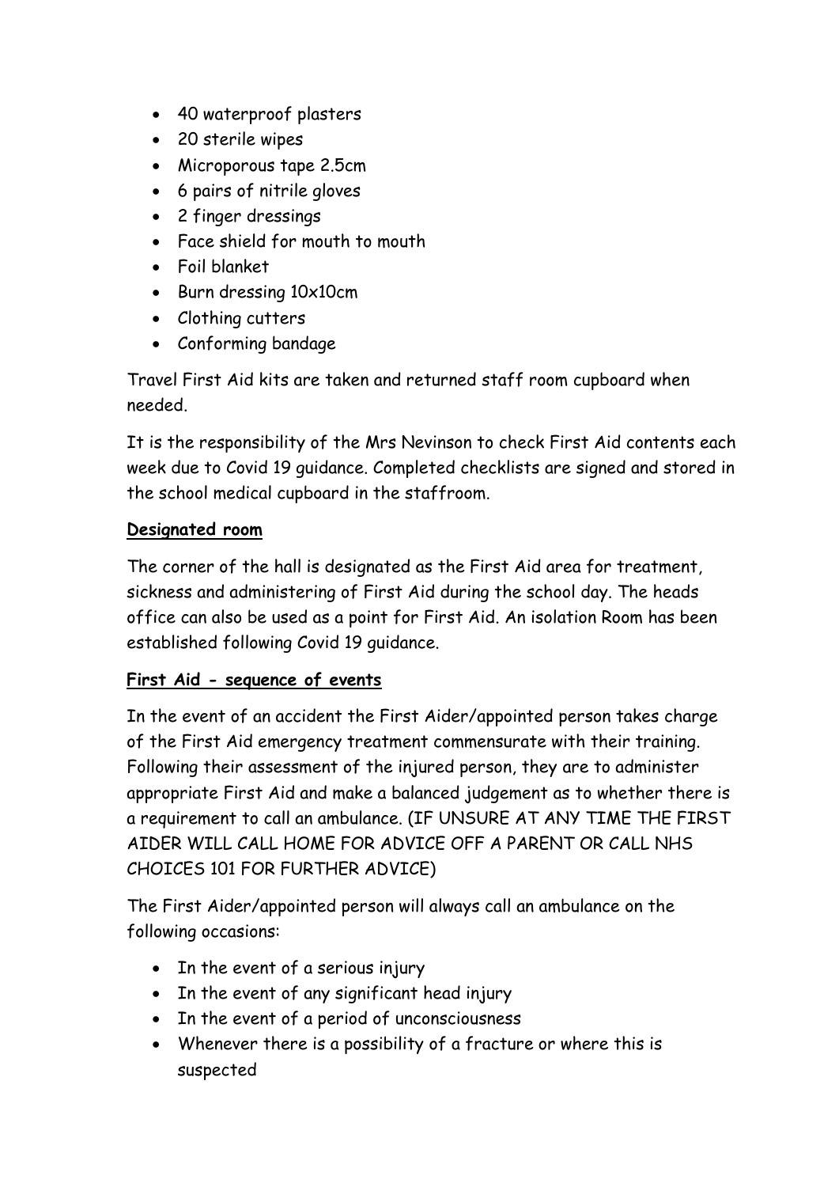- 40 waterproof plasters
- 20 sterile wipes
- Microporous tape 2.5cm
- 6 pairs of nitrile gloves
- 2 finger dressings
- Face shield for mouth to mouth
- Foil blanket
- Burn dressing 10x10cm
- Clothing cutters
- Conforming bandage

Travel First Aid kits are taken and returned staff room cupboard when needed.

It is the responsibility of the Mrs Nevinson to check First Aid contents each week due to Covid 19 guidance. Completed checklists are signed and stored in the school medical cupboard in the staffroom.

**Designated room**

The corner of the hall is designated as the First Aid area for treatment, sickness and administering of First Aid during the school day. The heads office can also be used as a point for First Aid. An isolation Room has been established following Covid 19 guidance.

**First Aid - sequence of events**

In the event of an accident the First Aider/appointed person takes charge of the First Aid emergency treatment commensurate with their training. Following their assessment of the injured person, they are to administer appropriate First Aid and make a balanced judgement as to whether there is a requirement to call an ambulance. (IF UNSURE AT ANY TIME THE FIRST AIDER WILL CALL HOME FOR ADVICE OFF A PARENT OR CALL NHS CHOICES 101 FOR FURTHER ADVICE)

The First Aider/appointed person will always call an ambulance on the following occasions:

- In the event of a serious injury
- In the event of any significant head injury
- In the event of a period of unconsciousness
- Whenever there is a possibility of a fracture or where this is suspected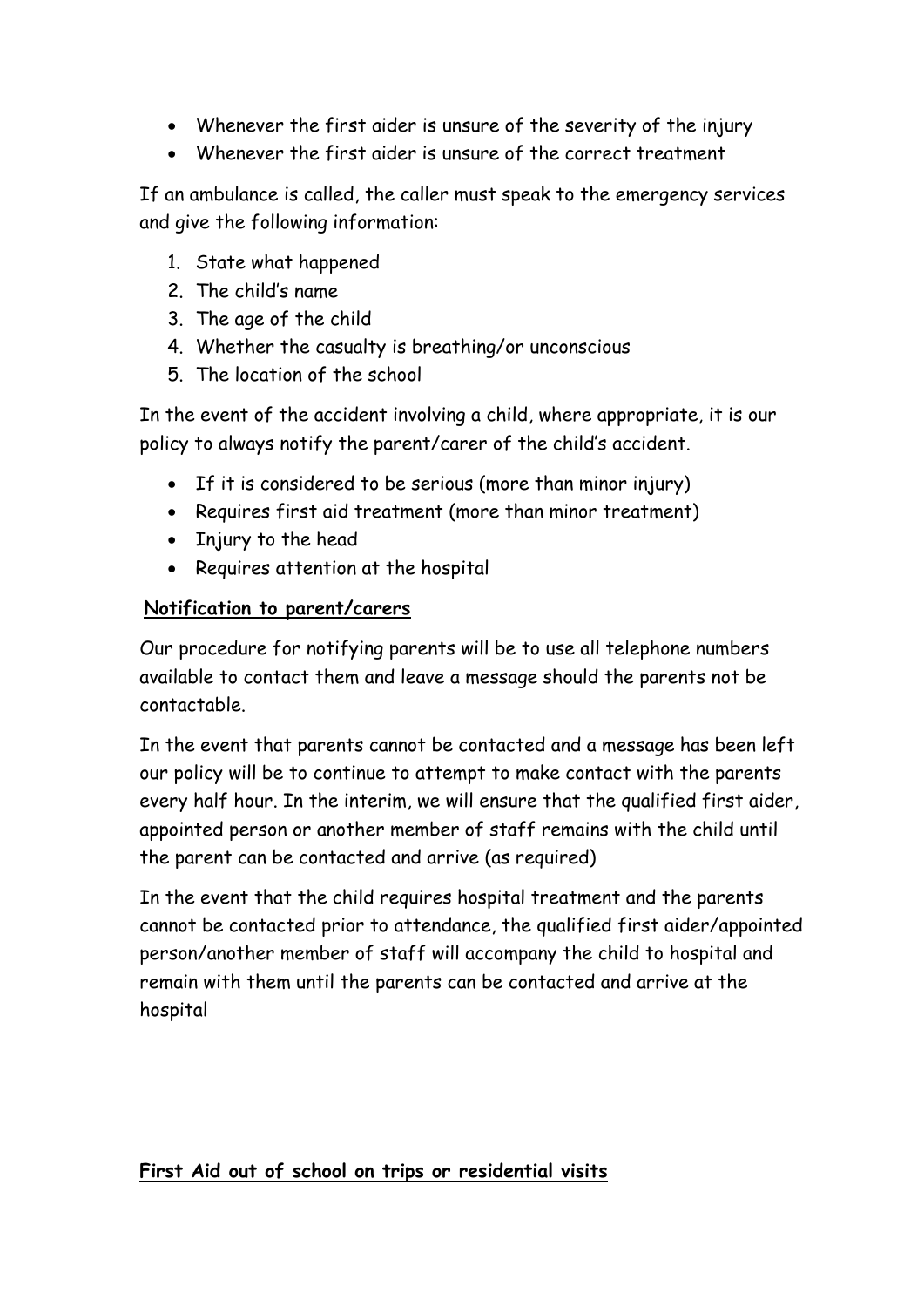- Whenever the first aider is unsure of the severity of the injury
- Whenever the first aider is unsure of the correct treatment

If an ambulance is called, the caller must speak to the emergency services and give the following information:

1. State what happened
2. The child's name
3. The age of the child
4. Whether the casualty is breathing/or unconscious
5. The location of the school

In the event of the accident involving a child, where appropriate, it is our policy to always notify the parent/carer of the child's accident.

- If it is considered to be serious (more than minor injury)
- Requires first aid treatment (more than minor treatment)
- Injury to the head
- Requires attention at the hospital

**Notification to parent/carers**

Our procedure for notifying parents will be to use all telephone numbers available to contact them and leave a message should the parents not be contactable.

In the event that parents cannot be contacted and a message has been left our policy will be to continue to attempt to make contact with the parents every half hour. In the interim, we will ensure that the qualified first aider, appointed person or another member of staff remains with the child until the parent can be contacted and arrive (as required)

In the event that the child requires hospital treatment and the parents cannot be contacted prior to attendance, the qualified first aider/appointed person/another member of staff will accompany the child to hospital and remain with them until the parents can be contacted and arrive at the hospital

**First Aid out of school on trips or residential visits**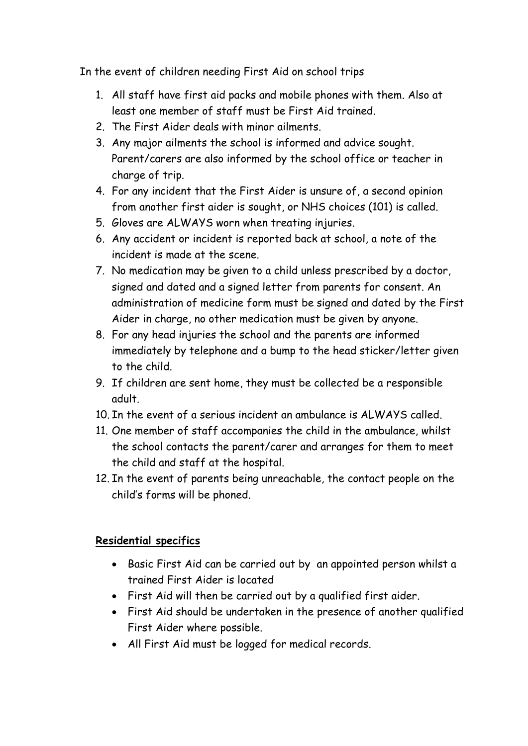In the event of children needing First Aid on school trips

1. All staff have first aid packs and mobile phones with them. Also at least one member of staff must be First Aid trained.
2. The First Aider deals with minor ailments.
3. Any major ailments the school is informed and advice sought. Parent/carers are also informed by the school office or teacher in charge of trip.
4. For any incident that the First Aider is unsure of, a second opinion from another first aider is sought, or NHS choices (101) is called.
5. Gloves are ALWAYS worn when treating injuries.
6. Any accident or incident is reported back at school, a note of the incident is made at the scene.
7. No medication may be given to a child unless prescribed by a doctor, signed and dated and a signed letter from parents for consent. An administration of medicine form must be signed and dated by the First Aider in charge, no other medication must be given by anyone.
8. For any head injuries the school and the parents are informed immediately by telephone and a bump to the head sticker/letter given to the child.
9. If children are sent home, they must be collected be a responsible adult.
10. In the event of a serious incident an ambulance is ALWAYS called.
11. One member of staff accompanies the child in the ambulance, whilst the school contacts the parent/carer and arranges for them to meet the child and staff at the hospital.
12. In the event of parents being unreachable, the contact people on the child's forms will be phoned.

**Residential specifics**

- Basic First Aid can be carried out by an appointed person whilst a trained First Aider is located
- First Aid will then be carried out by a qualified first aider.
- First Aid should be undertaken in the presence of another qualified First Aider where possible.
- All First Aid must be logged for medical records.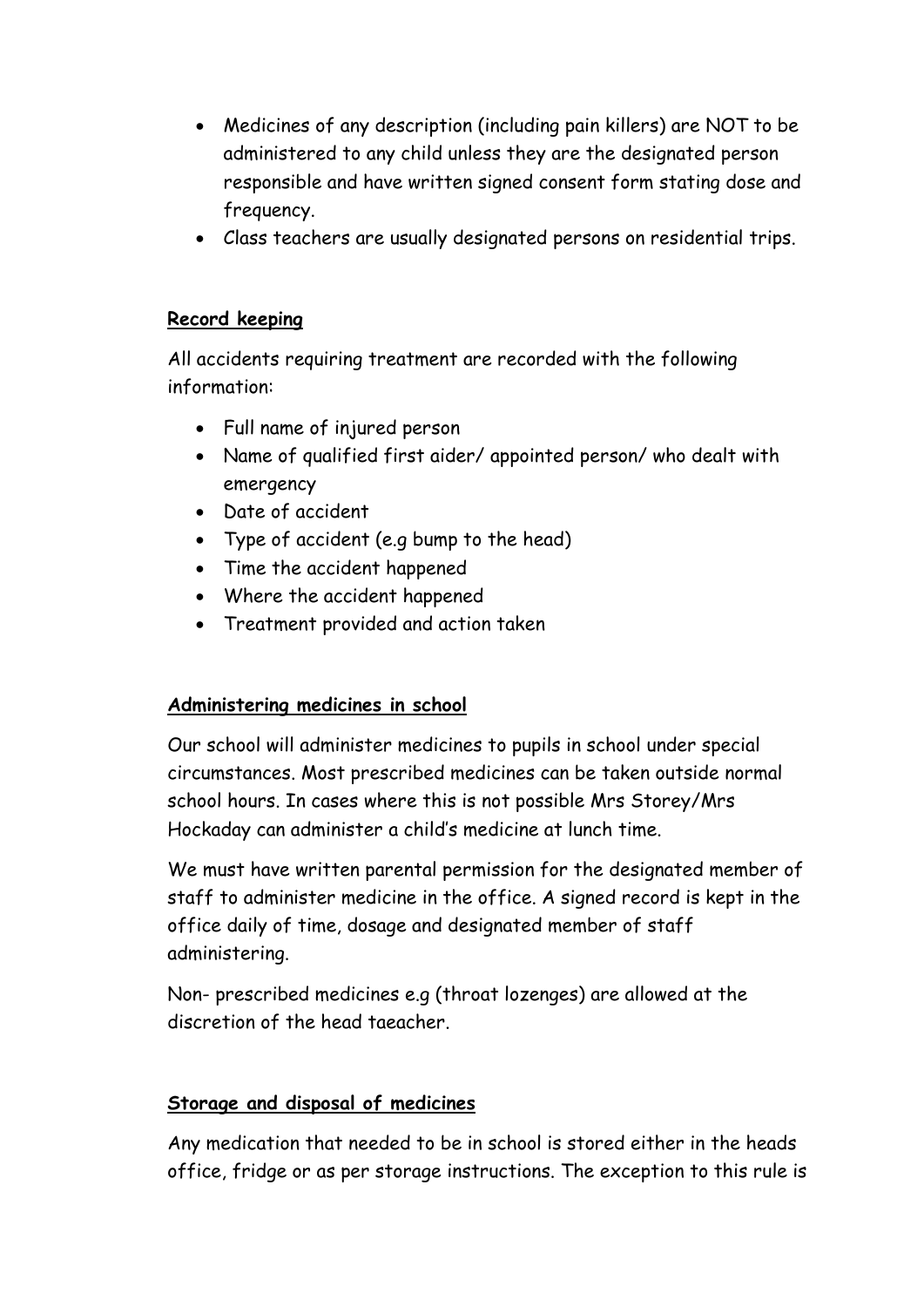- Medicines of any description (including pain killers) are NOT to be administered to any child unless they are the designated person responsible and have written signed consent form stating dose and frequency.
- Class teachers are usually designated persons on residential trips.

**Record keeping**

All accidents requiring treatment are recorded with the following information:

- Full name of injured person
- Name of qualified first aider/ appointed person/ who dealt with emergency
- Date of accident
- Type of accident (e.g bump to the head)
- Time the accident happened
- Where the accident happened
- Treatment provided and action taken

**Administering medicines in school**

Our school will administer medicines to pupils in school under special circumstances. Most prescribed medicines can be taken outside normal school hours. In cases where this is not possible Mrs Storey/Mrs Hockaday can administer a child's medicine at lunch time.

We must have written parental permission for the designated member of staff to administer medicine in the office. A signed record is kept in the office daily of time, dosage and designated member of staff administering.

Non- prescribed medicines e.g (throat lozenges) are allowed at the discretion of the head taeacher.

**Storage and disposal of medicines**

Any medication that needed to be in school is stored either in the heads office, fridge or as per storage instructions. The exception to this rule is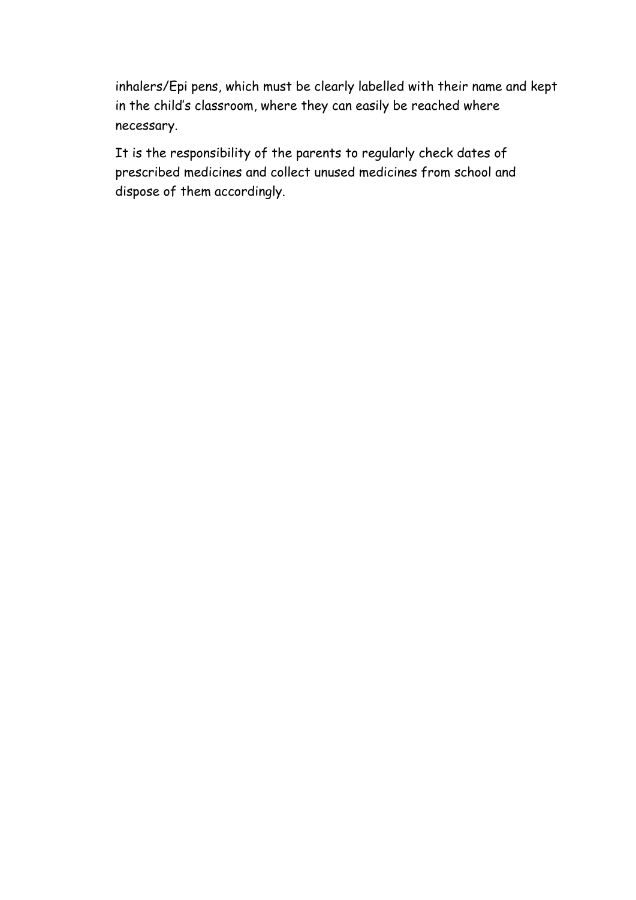inhalers/Epi pens, which must be clearly labelled with their name and kept in the child's classroom, where they can easily be reached where necessary.

It is the responsibility of the parents to regularly check dates of prescribed medicines and collect unused medicines from school and dispose of them accordingly.